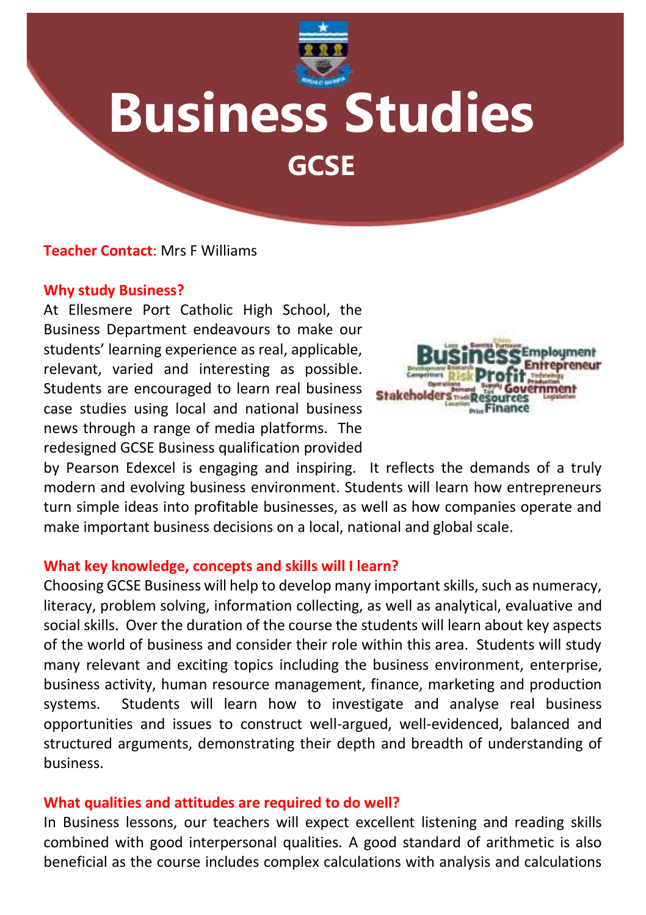# Business Studies

## GCSE

**Teacher Contact:** Mrs F Williams

### Why study Business?

At Ellesmere Port Catholic High School, the Business Department endeavours to make our students' learning experience as real, applicable, relevant, varied and interesting as possible. Students are encouraged to learn real business case studies using local and national business news through a range of media platforms. The redesigned GCSE Business qualification provided by Pearson Edexcel is engaging and inspiring. It reflects the demands of a truly modern and evolving business environment. Students will learn how entrepreneurs turn simple ideas into profitable businesses, as well as how companies operate and make important business decisions on a local, national and global scale.

### What key knowledge, concepts and skills will I learn?

Choosing GCSE Business will help to develop many important skills, such as numeracy, literacy, problem solving, information collecting, as well as analytical, evaluative and social skills. Over the duration of the course the students will learn about key aspects of the world of business and consider their role within this area. Students will study many relevant and exciting topics including the business environment, enterprise, business activity, human resource management, finance, marketing and production systems. Students will learn how to investigate and analyse real business opportunities and issues to construct well-argued, well-evidenced, balanced and structured arguments, demonstrating their depth and breadth of understanding of business.

### What qualities and attitudes are required to do well?

In Business lessons, our teachers will expect excellent listening and reading skills combined with good interpersonal qualities. A good standard of arithmetic is also beneficial as the course includes complex calculations with analysis and calculations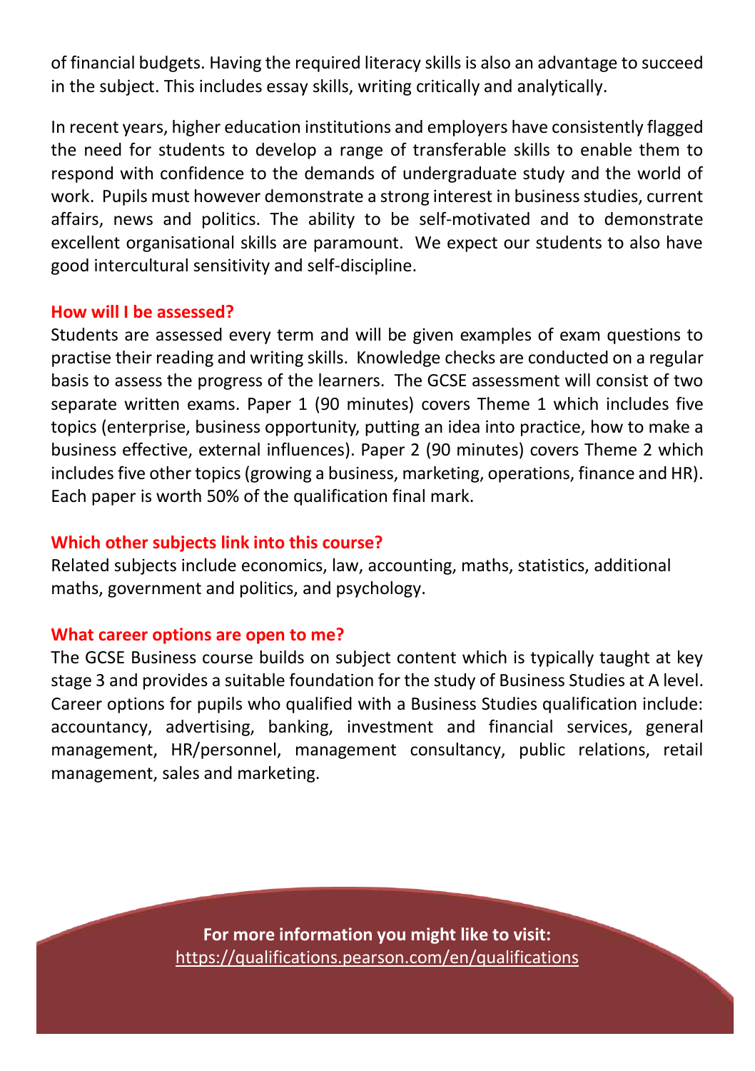of financial budgets. Having the required literacy skills is also an advantage to succeed in the subject. This includes essay skills, writing critically and analytically.

In recent years, higher education institutions and employers have consistently flagged the need for students to develop a range of transferable skills to enable them to respond with confidence to the demands of undergraduate study and the world of work. Pupils must however demonstrate a strong interest in business studies, current affairs, news and politics. The ability to be self-motivated and to demonstrate excellent organisational skills are paramount. We expect our students to also have good intercultural sensitivity and self-discipline.

## How will I be assessed?

Students are assessed every term and will be given examples of exam questions to practise their reading and writing skills. Knowledge checks are conducted on a regular basis to assess the progress of the learners. The GCSE assessment will consist of two separate written exams. Paper 1 (90 minutes) covers Theme 1 which includes five topics (enterprise, business opportunity, putting an idea into practice, how to make a business effective, external influences). Paper 2 (90 minutes) covers Theme 2 which includes five other topics (growing a business, marketing, operations, finance and HR). Each paper is worth 50% of the qualification final mark.

## Which other subjects link into this course?

Related subjects include economics, law, accounting, maths, statistics, additional maths, government and politics, and psychology.

## What career options are open to me?

The GCSE Business course builds on subject content which is typically taught at key stage 3 and provides a suitable foundation for the study of Business Studies at A level. Career options for pupils who qualified with a Business Studies qualification include: accountancy, advertising, banking, investment and financial services, general management, HR/personnel, management consultancy, public relations, retail management, sales and marketing.

**For more information you might like to visit:**
https://qualifications.pearson.com/en/qualifications